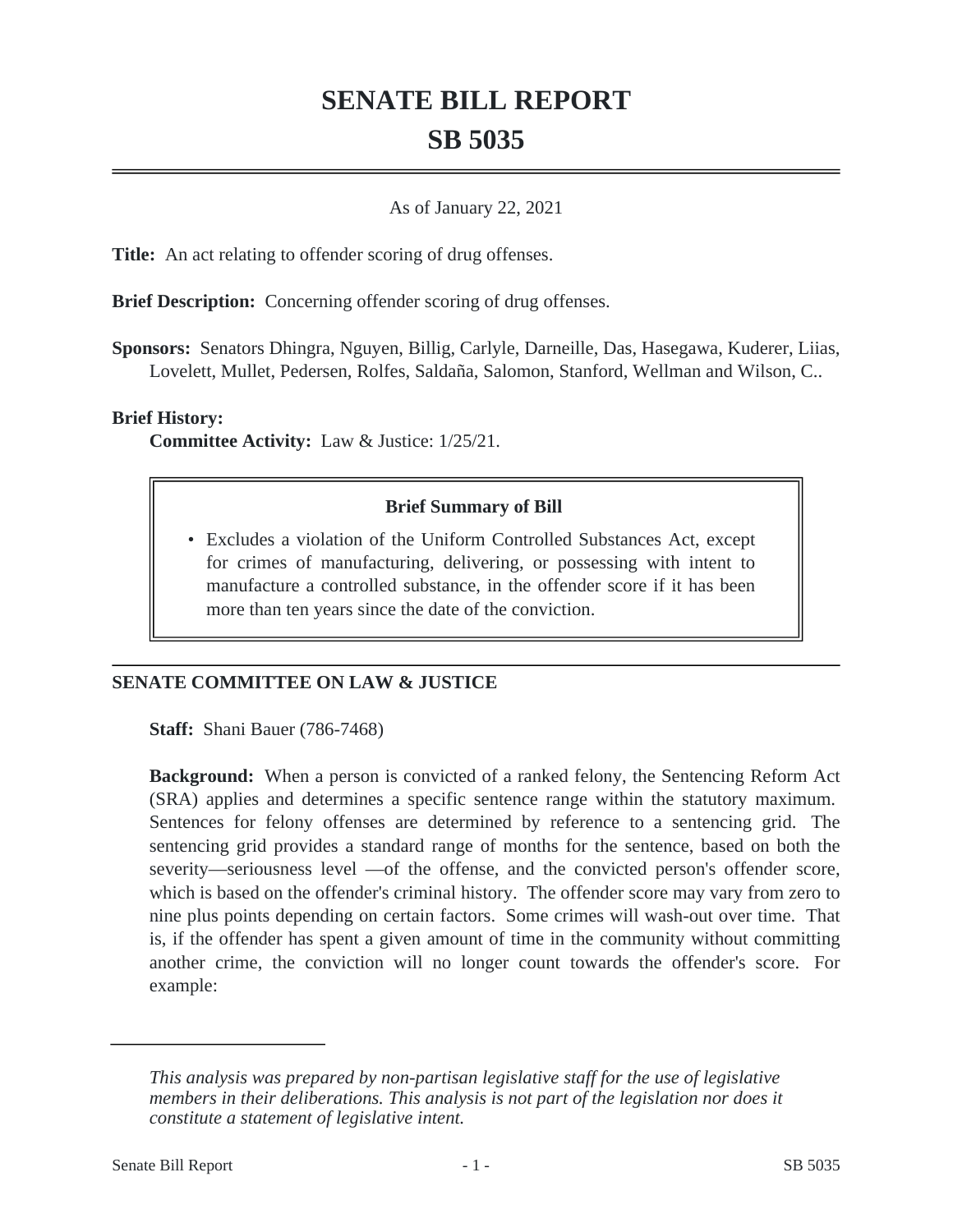# SENATE BILL REPORT

# SB 5035

---

As of January 22, 2021

**Title:** An act relating to offender scoring of drug offenses.

**Brief Description:** Concerning offender scoring of drug offenses.

**Sponsors:** Senators Dhingra, Nguyen, Billig, Carlyle, Darneille, Das, Hasegawa, Kuderer, Liias, Lovelett, Mullet, Pedersen, Rolfes, Saldaña, Salomon, Stanford, Wellman and Wilson, C..

**Brief History:**

**Committee Activity:** Law & Justice: 1/25/21.

> **Brief Summary of Bill**
>
> - Excludes a violation of the Uniform Controlled Substances Act, except for crimes of manufacturing, delivering, or possessing with intent to manufacture a controlled substance, in the offender score if it has been more than ten years since the date of the conviction.

---

## SENATE COMMITTEE ON LAW & JUSTICE

**Staff:** Shani Bauer (786-7468)

**Background:** When a person is convicted of a ranked felony, the Sentencing Reform Act (SRA) applies and determines a specific sentence range within the statutory maximum. Sentences for felony offenses are determined by reference to a sentencing grid. The sentencing grid provides a standard range of months for the sentence, based on both the severity—seriousness level —of the offense, and the convicted person's offender score, which is based on the offender's criminal history. The offender score may vary from zero to nine plus points depending on certain factors. Some crimes will wash-out over time. That is, if the offender has spent a given amount of time in the community without committing another crime, the conviction will no longer count towards the offender's score. For example:

---

*This analysis was prepared by non-partisan legislative staff for the use of legislative members in their deliberations. This analysis is not part of the legislation nor does it constitute a statement of legislative intent.*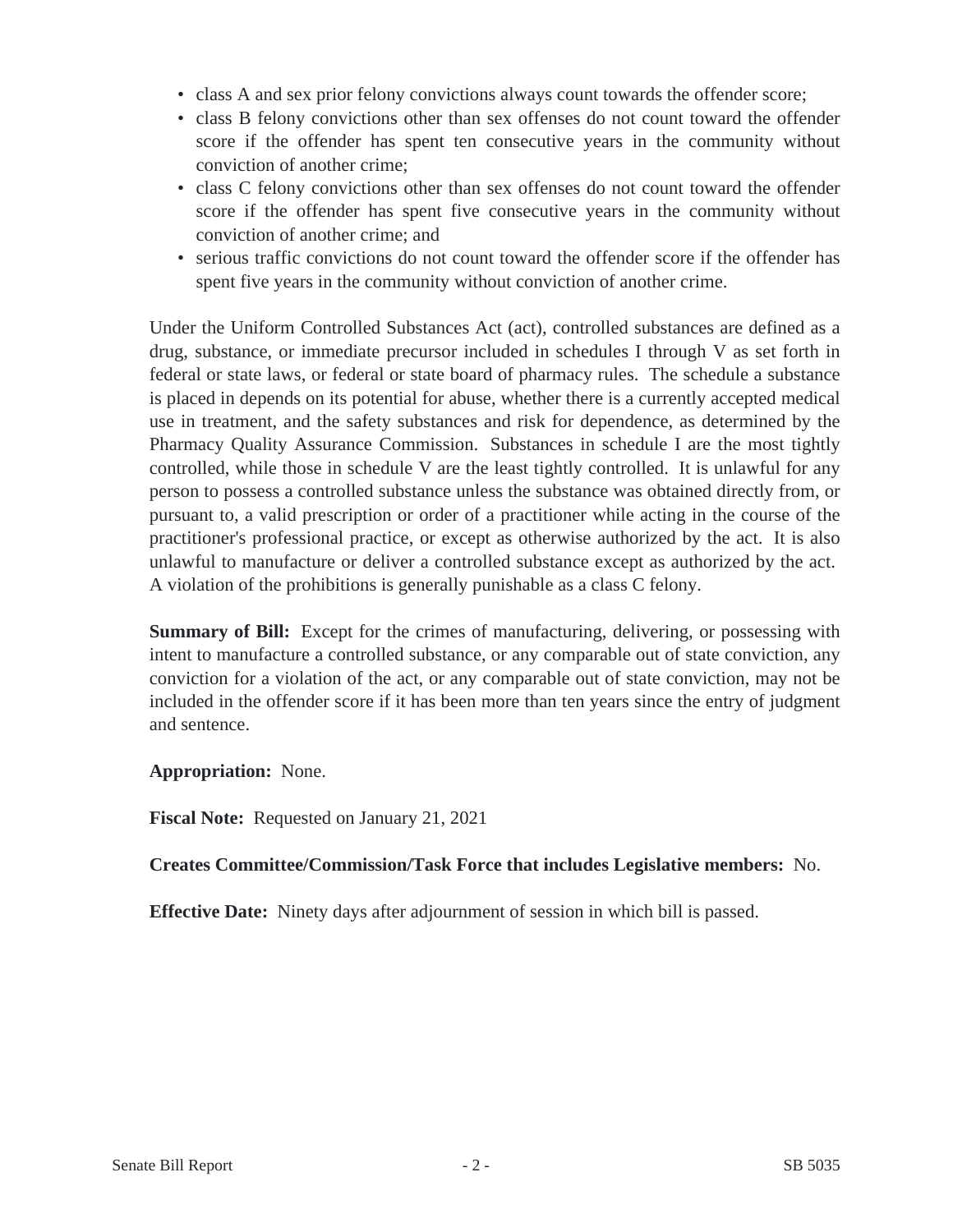- class A and sex prior felony convictions always count towards the offender score;
- class B felony convictions other than sex offenses do not count toward the offender score if the offender has spent ten consecutive years in the community without conviction of another crime;
- class C felony convictions other than sex offenses do not count toward the offender score if the offender has spent five consecutive years in the community without conviction of another crime; and
- serious traffic convictions do not count toward the offender score if the offender has spent five years in the community without conviction of another crime.

Under the Uniform Controlled Substances Act (act), controlled substances are defined as a drug, substance, or immediate precursor included in schedules I through V as set forth in federal or state laws, or federal or state board of pharmacy rules. The schedule a substance is placed in depends on its potential for abuse, whether there is a currently accepted medical use in treatment, and the safety substances and risk for dependence, as determined by the Pharmacy Quality Assurance Commission. Substances in schedule I are the most tightly controlled, while those in schedule V are the least tightly controlled. It is unlawful for any person to possess a controlled substance unless the substance was obtained directly from, or pursuant to, a valid prescription or order of a practitioner while acting in the course of the practitioner's professional practice, or except as otherwise authorized by the act. It is also unlawful to manufacture or deliver a controlled substance except as authorized by the act. A violation of the prohibitions is generally punishable as a class C felony.

**Summary of Bill:** Except for the crimes of manufacturing, delivering, or possessing with intent to manufacture a controlled substance, or any comparable out of state conviction, any conviction for a violation of the act, or any comparable out of state conviction, may not be included in the offender score if it has been more than ten years since the entry of judgment and sentence.

**Appropriation:** None.

**Fiscal Note:** Requested on January 21, 2021

**Creates Committee/Commission/Task Force that includes Legislative members:** No.

**Effective Date:** Ninety days after adjournment of session in which bill is passed.